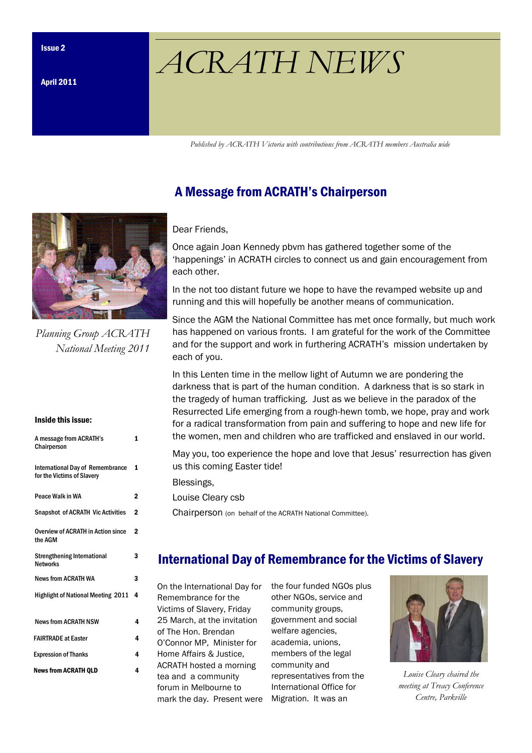Issue 2

April 2011

# ACRATH NEWS

*Published by ACRATH Victoria with contributions from ACRATH members Australia wide*

## A Message from ACRATH's Chairperson

*Planning Group ACRATH National Meeting 2011*

Dear Friends,

Once again Joan Kennedy pbvm has gathered together some of the 'happenings' in ACRATH circles to connect us and gain encouragement from each other.

In the not too distant future we hope to have the revamped website up and running and this will hopefully be another means of communication.

Since the AGM the National Committee has met once formally, but much work has happened on various fronts. I am grateful for the work of the Committee and for the support and work in furthering ACRATH's mission undertaken by each of you.

In this Lenten time in the mellow light of Autumn we are pondering the darkness that is part of the human condition. A darkness that is so stark in the tragedy of human trafficking. Just as we believe in the paradox of the Resurrected Life emerging from a rough-hewn tomb, we hope, pray and work for a radical transformation from pain and suffering to hope and new life for the women, men and children who are trafficked and enslaved in our world.

May you, too experience the hope and love that Jesus' resurrection has given us this coming Easter tide!

Blessings,

Louise Cleary csb

Chairperson (on behalf of the ACRATH National Committee).

**Inside this issue:**

| | |
|---|---|
| A message from ACRATH's Chairperson | 1 |
| International Day of Remembrance for the Victims of Slavery | 1 |
| Peace Walk in WA | 2 |
| Snapshot of ACRATH Vic Activities | 2 |
| Overview of ACRATH in Action since the AGM | 2 |
| Strengthening International Networks | 3 |
| News from ACRATH WA | 3 |
| Highlight of National Meeting 2011 | 4 |
| News from ACRATH NSW | 4 |
| FAIRTRADE at Easter | 4 |
| Expression of Thanks | 4 |
| News from ACRATH QLD | 4 |

## International Day of Remembrance for the Victims of Slavery

On the International Day for Remembrance for the Victims of Slavery, Friday 25 March, at the invitation of The Hon. Brendan O'Connor MP, Minister for Home Affairs & Justice, ACRATH hosted a morning tea and a community forum in Melbourne to mark the day. Present were the four funded NGOs plus other NGOs, service and community groups, government and social welfare agencies, academia, unions, members of the legal community and representatives from the International Office for Migration. It was an

*Louise Cleary chaired the meeting at Treacy Conference Centre, Parkville*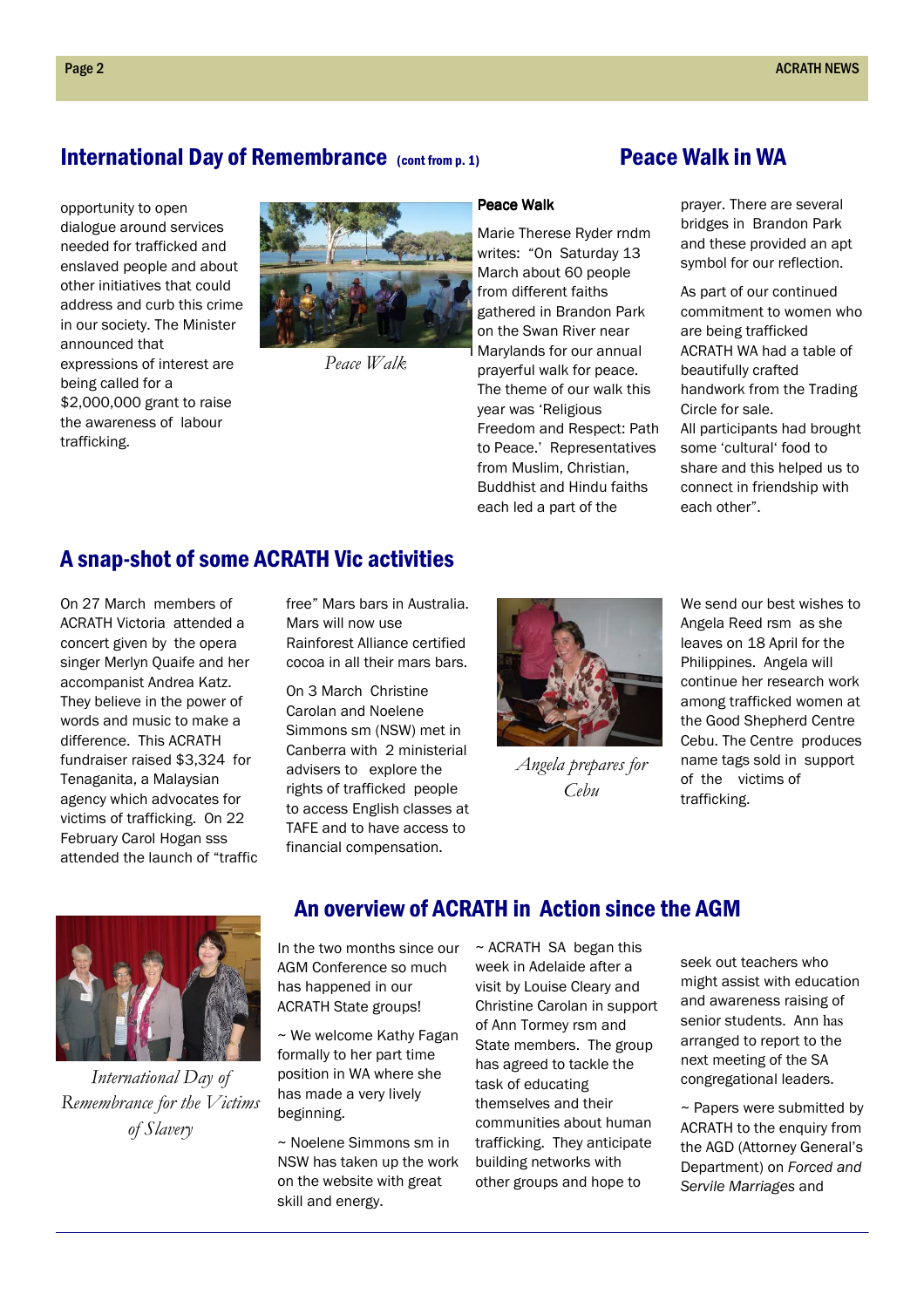## International Day of Remembrance (cont from p. 1)

opportunity to open dialogue around services needed for trafficked and enslaved people and about other initiatives that could address and curb this crime in our society. The Minister announced that expressions of interest are being called for a $2,000,000 grant to raise the awareness of labour trafficking.

*Peace Walk*

## Peace Walk in WA

**Peace Walk**

Marie Therese Ryder rndm writes: "On Saturday 13 March about 60 people from different faiths gathered in Brandon Park on the Swan River near Marylands for our annual prayerful walk for peace. The theme of our walk this year was 'Religious Freedom and Respect: Path to Peace.' Representatives from Muslim, Christian, Buddhist and Hindu faiths each led a part of the prayer. There are several bridges in Brandon Park and these provided an apt symbol for our reflection.

As part of our continued commitment to women who are being trafficked ACRATH WA had a table of beautifully crafted handwork from the Trading Circle for sale.

All participants had brought some 'cultural' food to share and this helped us to connect in friendship with each other".

## A snap-shot of some ACRATH Vic activities

On 27 March members of ACRATH Victoria attended a concert given by the opera singer Merlyn Quaife and her accompanist Andrea Katz. They believe in the power of words and music to make a difference. This ACRATH fundraiser raised $3,324 for Tenaganita, a Malaysian agency which advocates for victims of trafficking. On 22 February Carol Hogan sss attended the launch of "traffic free" Mars bars in Australia. Mars will now use Rainforest Alliance certified cocoa in all their mars bars.

On 3 March Christine Carolan and Noelene Simmons sm (NSW) met in Canberra with 2 ministerial advisers to explore the rights of trafficked people to access English classes at TAFE and to have access to financial compensation.

*Angela prepares for Cebu*

We send our best wishes to Angela Reed rsm as she leaves on 18 April for the Philippines. Angela will continue her research work among trafficked women at the Good Shepherd Centre Cebu. The Centre produces name tags sold in support of the victims of trafficking.

*International Day of Remembrance for the Victims of Slavery*

## An overview of ACRATH in Action since the AGM

In the two months since our AGM Conference so much has happened in our ACRATH State groups!

~ We welcome Kathy Fagan formally to her part time position in WA where she has made a very lively beginning.

~ Noelene Simmons sm in NSW has taken up the work on the website with great skill and energy.

~ ACRATH SA began this week in Adelaide after a visit by Louise Cleary and Christine Carolan in support of Ann Tormey rsm and State members. The group has agreed to tackle the task of educating themselves and their communities about human trafficking. They anticipate building networks with other groups and hope to seek out teachers who might assist with education and awareness raising of senior students. Ann has arranged to report to the next meeting of the SA congregational leaders.

~ Papers were submitted by ACRATH to the enquiry from the AGD (Attorney General's Department) on *Forced and Servile Marriages* and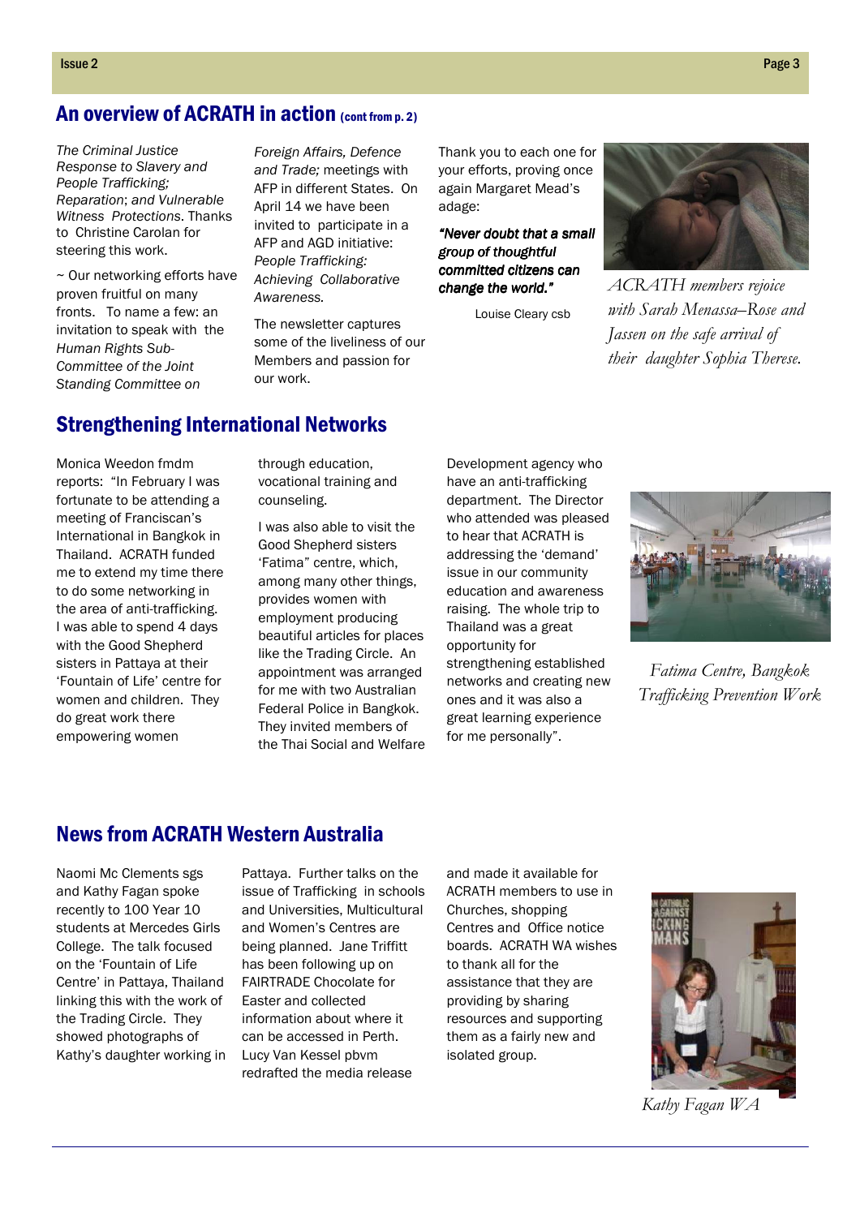## An overview of ACRATH in action (cont from p. 2)

*The Criminal Justice Response to Slavery and People Trafficking; Reparation*; and *Vulnerable Witness Protections*. Thanks to Christine Carolan for steering this work.

~ Our networking efforts have proven fruitful on many fronts. To name a few: an invitation to speak with the *Human Rights Sub-Committee of the Joint Standing Committee on Foreign Affairs, Defence and Trade;* meetings with AFP in different States. On April 14 we have been invited to participate in a AFP and AGD initiative: *People Trafficking: Achieving Collaborative Awareness.*

The newsletter captures some of the liveliness of our Members and passion for our work.

Thank you to each one for your efforts, proving once again Margaret Mead's adage:

***"Never doubt that a small group of thoughtful committed citizens can change the world."***

Louise Cleary csb

*ACRATH members rejoice with Sarah Menassa–Rose and Jassen on the safe arrival of their daughter Sophia Therese.*

## Strengthening International Networks

Monica Weedon fmdm reports: "In February I was fortunate to be attending a meeting of Franciscan's International in Bangkok in Thailand. ACRATH funded me to extend my time there to do some networking in the area of anti-trafficking. I was able to spend 4 days with the Good Shepherd sisters in Pattaya at their 'Fountain of Life' centre for women and children. They do great work there empowering women through education, vocational training and counseling.

I was also able to visit the Good Shepherd sisters 'Fatima" centre, which, among many other things, provides women with employment producing beautiful articles for places like the Trading Circle. An appointment was arranged for me with two Australian Federal Police in Bangkok. They invited members of the Thai Social and Welfare Development agency who have an anti-trafficking department. The Director who attended was pleased to hear that ACRATH is addressing the 'demand' issue in our community education and awareness raising. The whole trip to Thailand was a great opportunity for strengthening established networks and creating new ones and it was also a great learning experience for me personally".

*Fatima Centre, Bangkok Trafficking Prevention Work*

## News from ACRATH Western Australia

Naomi Mc Clements sgs and Kathy Fagan spoke recently to 100 Year 10 students at Mercedes Girls College. The talk focused on the 'Fountain of Life Centre' in Pattaya, Thailand linking this with the work of the Trading Circle. They showed photographs of Kathy's daughter working in Pattaya. Further talks on the issue of Trafficking in schools and Universities, Multicultural and Women's Centres are being planned. Jane Triffitt has been following up on FAIRTRADE Chocolate for Easter and collected information about where it can be accessed in Perth. Lucy Van Kessel pbvm redrafted the media release and made it available for ACRATH members to use in Churches, shopping Centres and Office notice boards. ACRATH WA wishes to thank all for the assistance that they are providing by sharing resources and supporting them as a fairly new and isolated group.

*Kathy Fagan WA*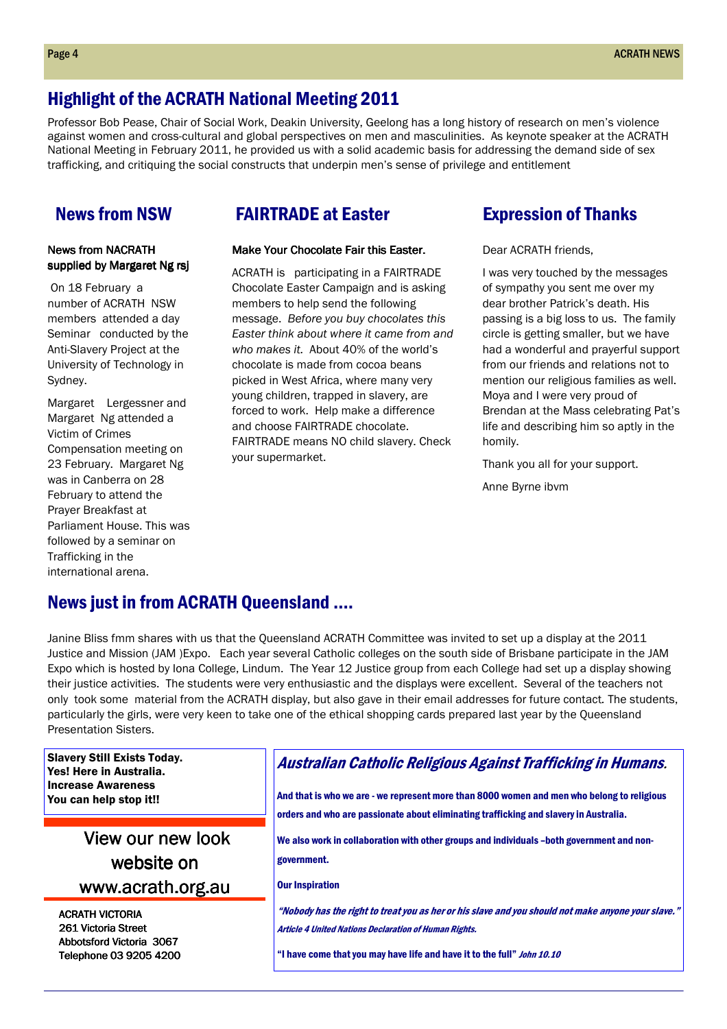## Highlight of the ACRATH National Meeting 2011

Professor Bob Pease, Chair of Social Work, Deakin University, Geelong has a long history of research on men's violence against women and cross-cultural and global perspectives on men and masculinities. As keynote speaker at the ACRATH National Meeting in February 2011, he provided us with a solid academic basis for addressing the demand side of sex trafficking, and critiquing the social constructs that underpin men's sense of privilege and entitlement

## News from NSW

**News from NACRATH supplied by Margaret Ng rsj**

On 18 February a number of ACRATH NSW members attended a day Seminar conducted by the Anti-Slavery Project at the University of Technology in Sydney.

Margaret Lergessner and Margaret Ng attended a Victim of Crimes Compensation meeting on 23 February. Margaret Ng was in Canberra on 28 February to attend the Prayer Breakfast at Parliament House. This was followed by a seminar on Trafficking in the international arena.

## FAIRTRADE at Easter

**Make Your Chocolate Fair this Easter.**

ACRATH is participating in a FAIRTRADE Chocolate Easter Campaign and is asking members to help send the following message. *Before you buy chocolates this Easter think about where it came from and who makes it.* About 40% of the world's chocolate is made from cocoa beans picked in West Africa, where many very young children, trapped in slavery, are forced to work. Help make a difference and choose FAIRTRADE chocolate. FAIRTRADE means NO child slavery. Check your supermarket.

## Expression of Thanks

Dear ACRATH friends,

I was very touched by the messages of sympathy you sent me over my dear brother Patrick's death. His passing is a big loss to us. The family circle is getting smaller, but we have had a wonderful and prayerful support from our friends and relations not to mention our religious families as well. Moya and I were very proud of Brendan at the Mass celebrating Pat's life and describing him so aptly in the homily.

Thank you all for your support.

Anne Byrne ibvm

## News just in from ACRATH Queensland ....

Janine Bliss fmm shares with us that the Queensland ACRATH Committee was invited to set up a display at the 2011 Justice and Mission (JAM )Expo. Each year several Catholic colleges on the south side of Brisbane participate in the JAM Expo which is hosted by Iona College, Lindum. The Year 12 Justice group from each College had set up a display showing their justice activities. The students were very enthusiastic and the displays were excellent. Several of the teachers not only took some material from the ACRATH display, but also gave in their email addresses for future contact. The students, particularly the girls, were very keen to take one of the ethical shopping cards prepared last year by the Queensland Presentation Sisters.

**Slavery Still Exists Today.**
**Yes! Here in Australia.**
**Increase Awareness**
**You can help stop it!!**

View our new look website on www.acrath.org.au

ACRATH VICTORIA
261 Victoria Street
Abbotsford Victoria 3067
Telephone 03 9205 4200

### *Australian Catholic Religious Against Trafficking in Humans.*

**And that is who we are - we represent more than 8000 women and men who belong to religious orders and who are passionate about eliminating trafficking and slavery in Australia.**

**We also work in collaboration with other groups and individuals –both government and non-government.**

**Our Inspiration**

***"Nobody has the right to treat you as her or his slave and you should not make anyone your slave."***
***Article 4 United Nations Declaration of Human Rights.***

**"I have come that you may have life and have it to the full"** ***John 10.10***